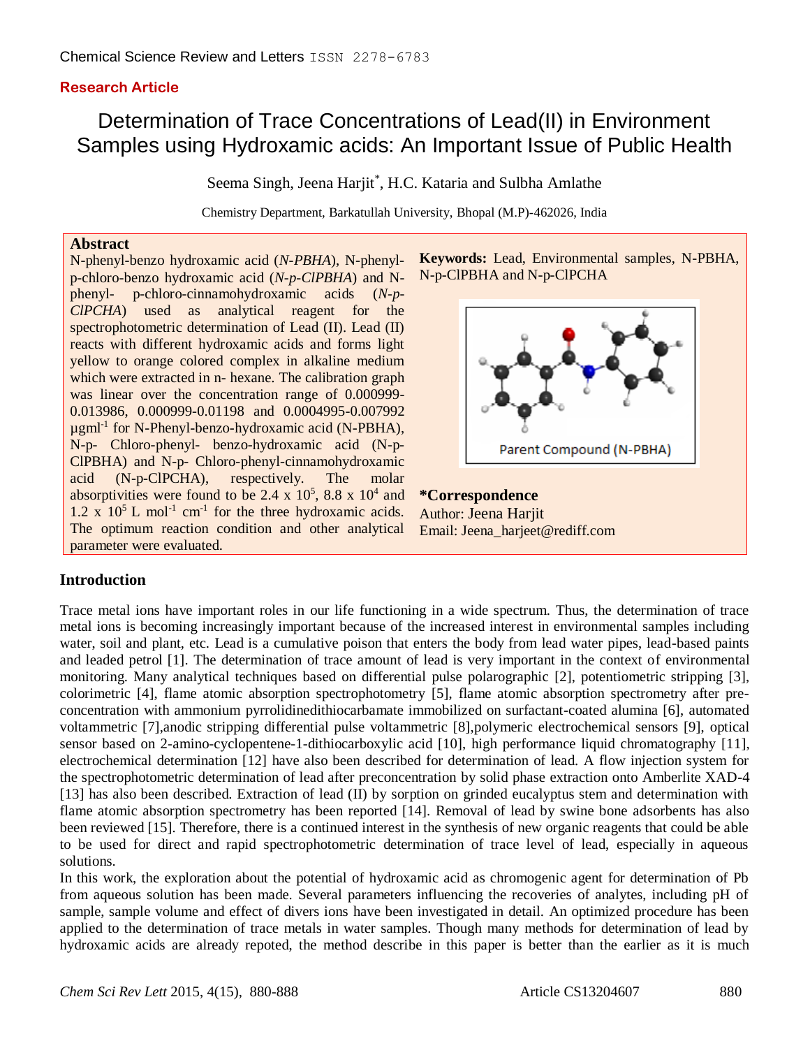Research Article

# Determination of Trace Concentrations of Lead(II) in Environment Samples using Hydroxamic acids: An Important Issue of Public Health

Seema Singh, Jeena Harjit*, H.C. Kataria and Sulbha Amlathe

Chemistry Department, Barkatullah University, Bhopal (M.P)-462026, India

## Abstract

N-phenyl-benzo hydroxamic acid (*N-PBHA*), N-phenyl-p-chloro-benzo hydroxamic acid (*N-p-ClPBHA*) and N-phenyl- p-chloro-cinnamohydroxamic acids (*N-p-ClPCHA*) used as analytical reagent for the spectrophotometric determination of Lead (II). Lead (II) reacts with different hydroxamic acids and forms light yellow to orange colored complex in alkaline medium which were extracted in n- hexane. The calibration graph was linear over the concentration range of 0.000999-0.013986, 0.000999-0.01198 and 0.0004995-0.007992 µgml$^{-1}$ for N-Phenyl-benzo-hydroxamic acid (N-PBHA), N-p- Chloro-phenyl- benzo-hydroxamic acid (N-p-ClPBHA) and N-p- Chloro-phenyl-cinnamohydroxamic acid (N-p-ClPCHA), respectively. The molar absorptivities were found to be 2.4 x $10^5$, 8.8 x $10^4$ and 1.2 x $10^5$ L mol$^{-1}$ cm$^{-1}$ for the three hydroxamic acids. The optimum reaction condition and other analytical parameter were evaluated.

**Keywords:** Lead, Environmental samples, N-PBHA, N-p-ClPBHA and N-p-ClPCHA

Parent Compound (N-PBHA)

**\*Correspondence**
Author: Jeena Harjit
Email: Jeena_harjeet@rediff.com

## Introduction

Trace metal ions have important roles in our life functioning in a wide spectrum. Thus, the determination of trace metal ions is becoming increasingly important because of the increased interest in environmental samples including water, soil and plant, etc. Lead is a cumulative poison that enters the body from lead water pipes, lead-based paints and leaded petrol [1]. The determination of trace amount of lead is very important in the context of environmental monitoring. Many analytical techniques based on differential pulse polarographic [2], potentiometric stripping [3], colorimetric [4], flame atomic absorption spectrophotometry [5], flame atomic absorption spectrometry after pre-concentration with ammonium pyrrolidinedithiocarbamate immobilized on surfactant-coated alumina [6], automated voltammetric [7],anodic stripping differential pulse voltammetric [8],polymeric electrochemical sensors [9], optical sensor based on 2-amino-cyclopentene-1-dithiocarboxylic acid [10], high performance liquid chromatography [11], electrochemical determination [12] have also been described for determination of lead. A flow injection system for the spectrophotometric determination of lead after preconcentration by solid phase extraction onto Amberlite XAD-4 [13] has also been described. Extraction of lead (II) by sorption on grinded eucalyptus stem and determination with flame atomic absorption spectrometry has been reported [14]. Removal of lead by swine bone adsorbents has also been reviewed [15]. Therefore, there is a continued interest in the synthesis of new organic reagents that could be able to be used for direct and rapid spectrophotometric determination of trace level of lead, especially in aqueous solutions.

In this work, the exploration about the potential of hydroxamic acid as chromogenic agent for determination of Pb from aqueous solution has been made. Several parameters influencing the recoveries of analytes, including pH of sample, sample volume and effect of divers ions have been investigated in detail. An optimized procedure has been applied to the determination of trace metals in water samples. Though many methods for determination of lead by hydroxamic acids are already repoted, the method describe in this paper is better than the earlier as it is much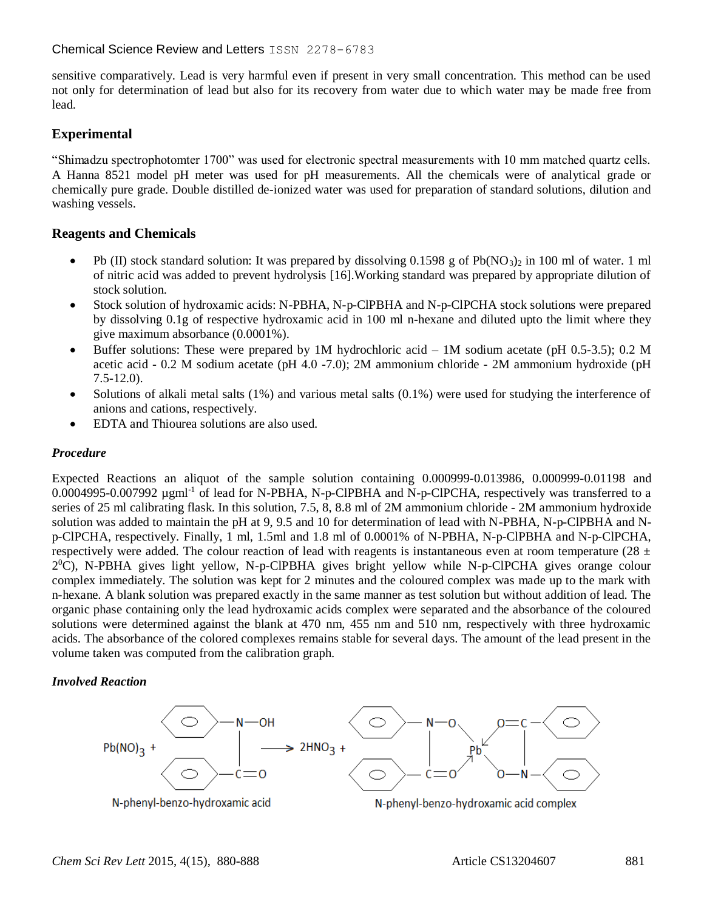sensitive comparatively. Lead is very harmful even if present in very small concentration. This method can be used not only for determination of lead but also for its recovery from water due to which water may be made free from lead.

## Experimental

"Shimadzu spectrophotomter 1700" was used for electronic spectral measurements with 10 mm matched quartz cells. A Hanna 8521 model pH meter was used for pH measurements. All the chemicals were of analytical grade or chemically pure grade. Double distilled de-ionized water was used for preparation of standard solutions, dilution and washing vessels.

## Reagents and Chemicals

- Pb (II) stock standard solution: It was prepared by dissolving 0.1598 g of $Pb(NO_3)_2$ in 100 ml of water. 1 ml of nitric acid was added to prevent hydrolysis [16].Working standard was prepared by appropriate dilution of stock solution.
- Stock solution of hydroxamic acids: N-PBHA, N-p-ClPBHA and N-p-ClPCHA stock solutions were prepared by dissolving 0.1g of respective hydroxamic acid in 100 ml n-hexane and diluted upto the limit where they give maximum absorbance (0.0001%).
- Buffer solutions: These were prepared by 1M hydrochloric acid – 1M sodium acetate (pH 0.5-3.5); 0.2 M acetic acid - 0.2 M sodium acetate (pH 4.0 -7.0); 2M ammonium chloride - 2M ammonium hydroxide (pH 7.5-12.0).
- Solutions of alkali metal salts (1%) and various metal salts (0.1%) were used for studying the interference of anions and cations, respectively.
- EDTA and Thiourea solutions are also used.

### *Procedure*

Expected Reactions an aliquot of the sample solution containing 0.000999-0.013986, 0.000999-0.01198 and 0.0004995-0.007992 $\mu g ml^{-1}$ of lead for N-PBHA, N-p-ClPBHA and N-p-ClPCHA, respectively was transferred to a series of 25 ml calibrating flask. In this solution, 7.5, 8, 8.8 ml of 2M ammonium chloride - 2M ammonium hydroxide solution was added to maintain the pH at 9, 9.5 and 10 for determination of lead with N-PBHA, N-p-ClPBHA and N-p-ClPCHA, respectively. Finally, 1 ml, 1.5ml and 1.8 ml of 0.0001% of N-PBHA, N-p-ClPBHA and N-p-ClPCHA, respectively were added. The colour reaction of lead with reagents is instantaneous even at room temperature (28 ± $2^0$C), N-PBHA gives light yellow, N-p-ClPBHA gives bright yellow while N-p-ClPCHA gives orange colour complex immediately. The solution was kept for 2 minutes and the coloured complex was made up to the mark with n-hexane. A blank solution was prepared exactly in the same manner as test solution but without addition of lead. The organic phase containing only the lead hydroxamic acids complex were separated and the absorbance of the coloured solutions were determined against the blank at 470 nm, 455 nm and 510 nm, respectively with three hydroxamic acids. The absorbance of the colored complexes remains stable for several days. The amount of the lead present in the volume taken was computed from the calibration graph.

### *Involved Reaction*

$Pb(NO)_3$ + N-phenyl-benzo-hydroxamic acid ⟶ $2HNO_3$ + N-phenyl-benzo-hydroxamic acid complex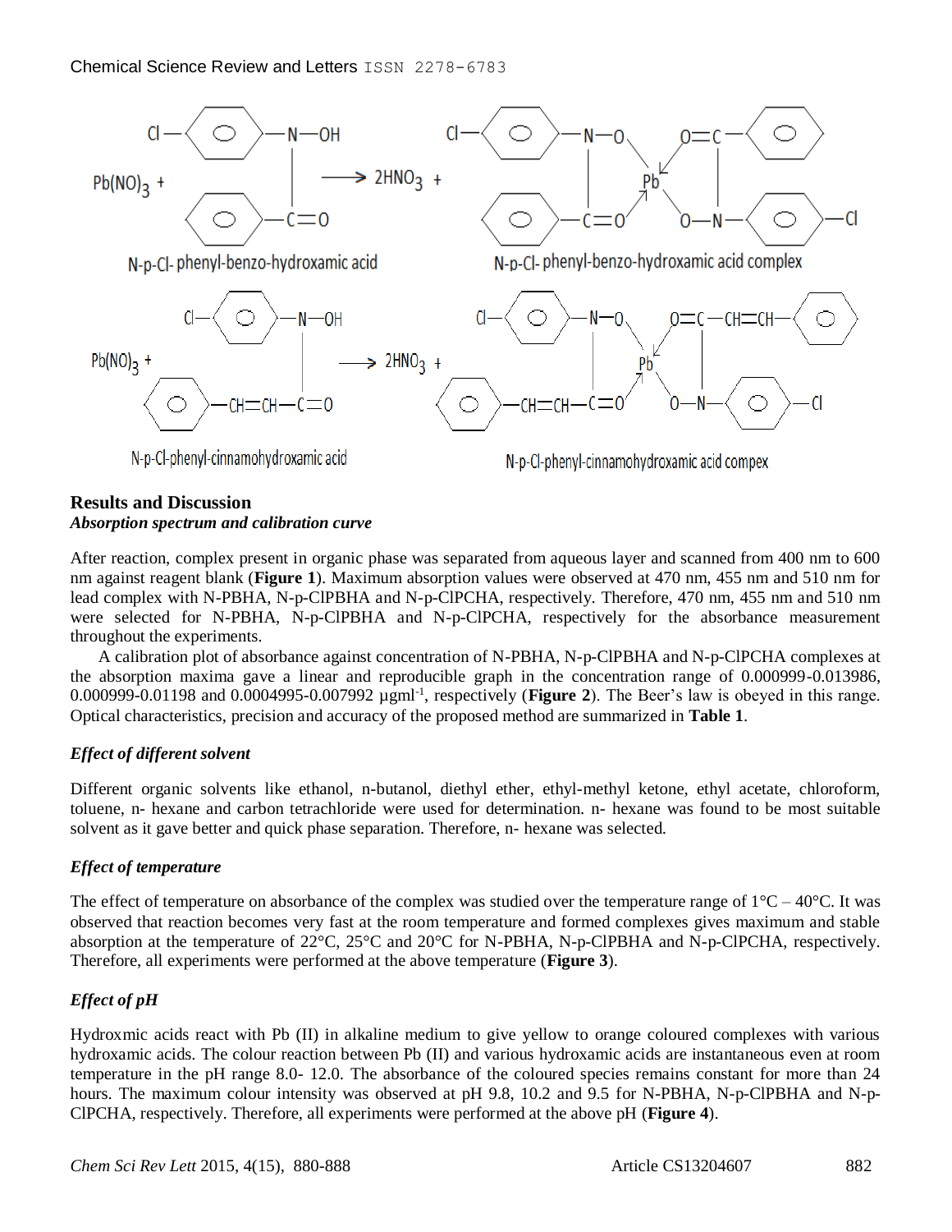$Pb(NO)_3$ + N-p-Cl- phenyl-benzo-hydroxamic acid → $2HNO_3$ + N-p-Cl- phenyl-benzo-hydroxamic acid complex

$Pb(NO)_3$ + N-p-Cl-phenyl-cinnamohydroxamic acid → $2HNO_3$ + N-p-Cl-phenyl-cinnamohydroxamic acid compex

## Results and Discussion

### *Absorption spectrum and calibration curve*

After reaction, complex present in organic phase was separated from aqueous layer and scanned from 400 nm to 600 nm against reagent blank (**Figure 1**). Maximum absorption values were observed at 470 nm, 455 nm and 510 nm for lead complex with N-PBHA, N-p-ClPBHA and N-p-ClPCHA, respectively. Therefore, 470 nm, 455 nm and 510 nm were selected for N-PBHA, N-p-ClPBHA and N-p-ClPCHA, respectively for the absorbance measurement throughout the experiments.

A calibration plot of absorbance against concentration of N-PBHA, N-p-ClPBHA and N-p-ClPCHA complexes at the absorption maxima gave a linear and reproducible graph in the concentration range of 0.000999-0.013986, 0.000999-0.01198 and 0.0004995-0.007992 µgml$^{-1}$, respectively (**Figure 2**). The Beer's law is obeyed in this range. Optical characteristics, precision and accuracy of the proposed method are summarized in **Table 1**.

### *Effect of different solvent*

Different organic solvents like ethanol, n-butanol, diethyl ether, ethyl-methyl ketone, ethyl acetate, chloroform, toluene, n- hexane and carbon tetrachloride were used for determination. n- hexane was found to be most suitable solvent as it gave better and quick phase separation. Therefore, n- hexane was selected.

### *Effect of temperature*

The effect of temperature on absorbance of the complex was studied over the temperature range of 1°C – 40°C. It was observed that reaction becomes very fast at the room temperature and formed complexes gives maximum and stable absorption at the temperature of 22°C, 25°C and 20°C for N-PBHA, N-p-ClPBHA and N-p-ClPCHA, respectively. Therefore, all experiments were performed at the above temperature (**Figure 3**).

### *Effect of pH*

Hydroxmic acids react with Pb (II) in alkaline medium to give yellow to orange coloured complexes with various hydroxamic acids. The colour reaction between Pb (II) and various hydroxamic acids are instantaneous even at room temperature in the pH range 8.0- 12.0. The absorbance of the coloured species remains constant for more than 24 hours. The maximum colour intensity was observed at pH 9.8, 10.2 and 9.5 for N-PBHA, N-p-ClPBHA and N-p-ClPCHA, respectively. Therefore, all experiments were performed at the above pH (**Figure 4**).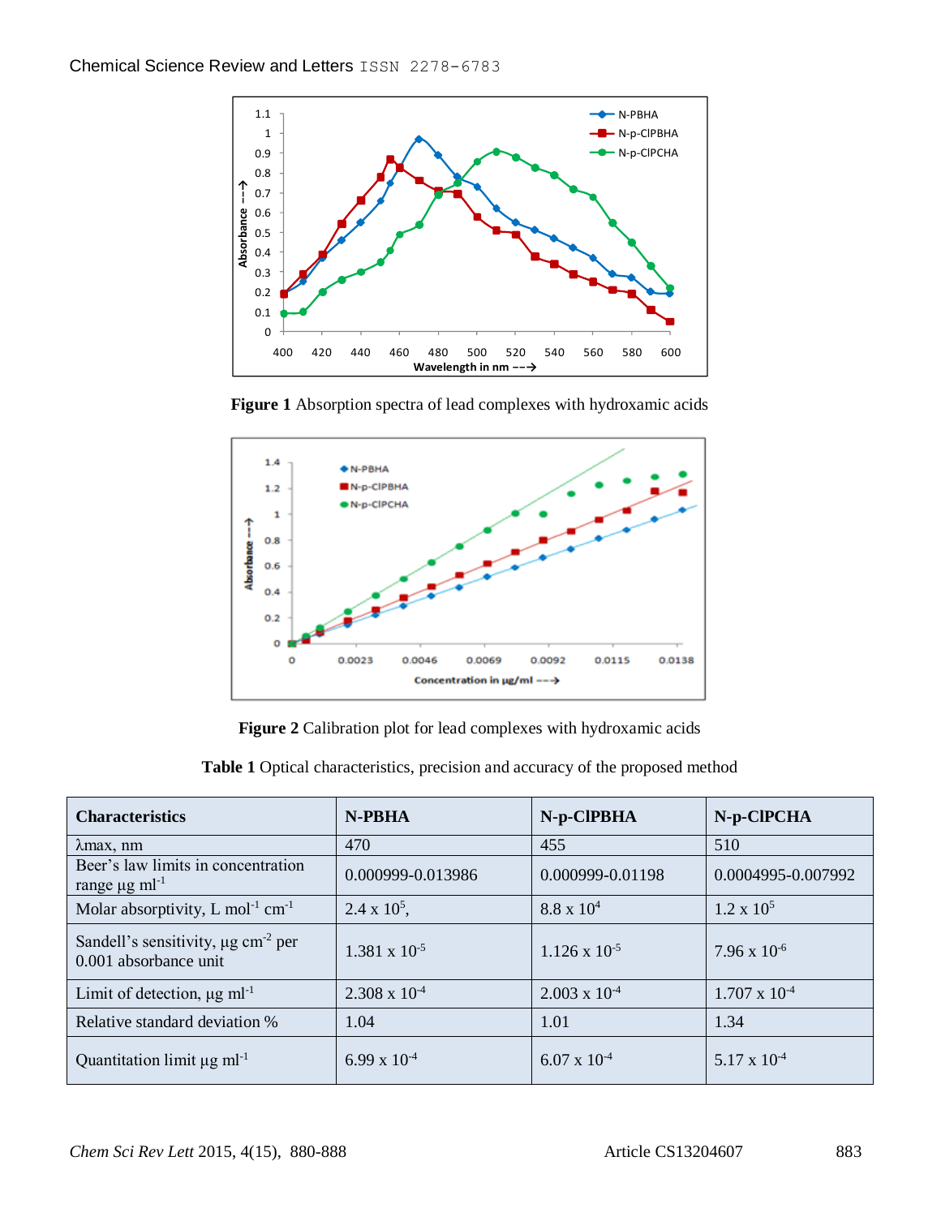**Figure 1** Absorption spectra of lead complexes with hydroxamic acids

**Figure 2** Calibration plot for lead complexes with hydroxamic acids

**Table 1** Optical characteristics, precision and accuracy of the proposed method

| Characteristics | N-PBHA | N-p-ClPBHA | N-p-ClPCHA |
|---|---|---|---|
| λmax, nm | 470 | 455 | 510 |
| Beer's law limits in concentration range μg $ml^{-1}$ | 0.000999-0.013986 | 0.000999-0.01198 | 0.0004995-0.007992 |
| Molar absorptivity, L $mol^{-1}$ $cm^{-1}$ | $2.4 \times 10^5$, | $8.8 \times 10^4$ | $1.2 \times 10^5$ |
| Sandell's sensitivity, μg $cm^{-2}$ per 0.001 absorbance unit | $1.381 \times 10^{-5}$ | $1.126 \times 10^{-5}$ | $7.96 \times 10^{-6}$ |
| Limit of detection, μg $ml^{-1}$ | $2.308 \times 10^{-4}$ | $2.003 \times 10^{-4}$ | $1.707 \times 10^{-4}$ |
| Relative standard deviation % | 1.04 | 1.01 | 1.34 |
| Quantitation limit μg $ml^{-1}$ | $6.99 \times 10^{-4}$ | $6.07 \times 10^{-4}$ | $5.17 \times 10^{-4}$ |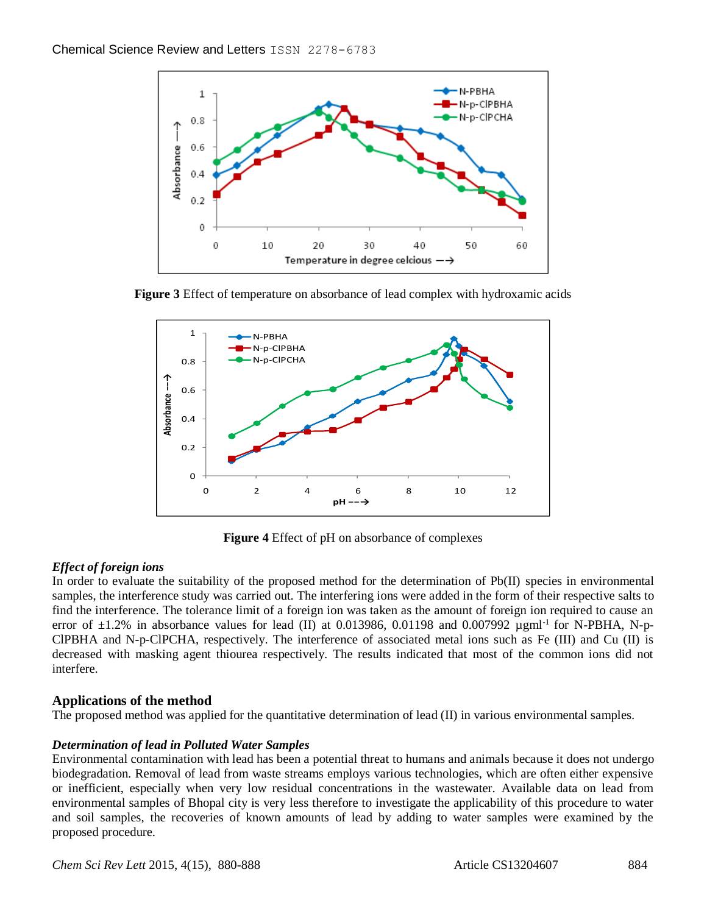**Figure 3** Effect of temperature on absorbance of lead complex with hydroxamic acids

**Figure 4** Effect of pH on absorbance of complexes

***Effect of foreign ions***

In order to evaluate the suitability of the proposed method for the determination of Pb(II) species in environmental samples, the interference study was carried out. The interfering ions were added in the form of their respective salts to find the interference. The tolerance limit of a foreign ion was taken as the amount of foreign ion required to cause an error of ±1.2% in absorbance values for lead (II) at 0.013986, 0.01198 and 0.007992 µgml$^{-1}$ for N-PBHA, N-p-ClPBHA and N-p-ClPCHA, respectively. The interference of associated metal ions such as Fe (III) and Cu (II) is decreased with masking agent thiourea respectively. The results indicated that most of the common ions did not interfere.

## Applications of the method

The proposed method was applied for the quantitative determination of lead (II) in various environmental samples.

***Determination of lead in Polluted Water Samples***

Environmental contamination with lead has been a potential threat to humans and animals because it does not undergo biodegradation. Removal of lead from waste streams employs various technologies, which are often either expensive or inefficient, especially when very low residual concentrations in the wastewater. Available data on lead from environmental samples of Bhopal city is very less therefore to investigate the applicability of this procedure to water and soil samples, the recoveries of known amounts of lead by adding to water samples were examined by the proposed procedure.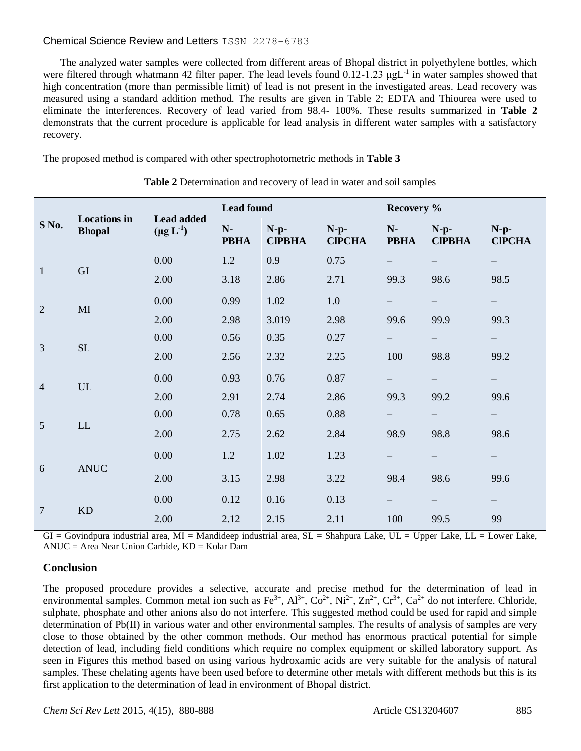The analyzed water samples were collected from different areas of Bhopal district in polyethylene bottles, which were filtered through whatmann 42 filter paper. The lead levels found 0.12-1.23 $\mu gL^{-1}$ in water samples showed that high concentration (more than permissible limit) of lead is not present in the investigated areas. Lead recovery was measured using a standard addition method. The results are given in Table 2; EDTA and Thiourea were used to eliminate the interferences. Recovery of lead varied from 98.4- 100%. These results summarized in **Table 2** demonstrats that the current procedure is applicable for lead analysis in different water samples with a satisfactory recovery.

The proposed method is compared with other spectrophotometric methods in **Table 3**

**Table 2** Determination and recovery of lead in water and soil samples

| S No. | Locations in Bhopal | Lead added ($\mu g\ L^{-1}$) | Lead found | | | Recovery % | | |
|---|---|---|---|---|---|---|---|---|
| | | | N-PBHA | N-p-ClPBHA | N-p-ClPCHA | N-PBHA | N-p-ClPBHA | N-p-ClPCHA |
| 1 | GI | 0.00 | 1.2 | 0.9 | 0.75 | – | – | – |
| | | 2.00 | 3.18 | 2.86 | 2.71 | 99.3 | 98.6 | 98.5 |
| 2 | MI | 0.00 | 0.99 | 1.02 | 1.0 | – | – | – |
| | | 2.00 | 2.98 | 3.019 | 2.98 | 99.6 | 99.9 | 99.3 |
| 3 | SL | 0.00 | 0.56 | 0.35 | 0.27 | – | – | – |
| | | 2.00 | 2.56 | 2.32 | 2.25 | 100 | 98.8 | 99.2 |
| 4 | UL | 0.00 | 0.93 | 0.76 | 0.87 | – | – | – |
| | | 2.00 | 2.91 | 2.74 | 2.86 | 99.3 | 99.2 | 99.6 |
| 5 | LL | 0.00 | 0.78 | 0.65 | 0.88 | – | – | – |
| | | 2.00 | 2.75 | 2.62 | 2.84 | 98.9 | 98.8 | 98.6 |
| 6 | ANUC | 0.00 | 1.2 | 1.02 | 1.23 | – | – | – |
| | | 2.00 | 3.15 | 2.98 | 3.22 | 98.4 | 98.6 | 99.6 |
| 7 | KD | 0.00 | 0.12 | 0.16 | 0.13 | – | – | – |
| | | 2.00 | 2.12 | 2.15 | 2.11 | 100 | 99.5 | 99 |

GI = Govindpura industrial area, MI = Mandideep industrial area, SL = Shahpura Lake, UL = Upper Lake, LL = Lower Lake, ANUC = Area Near Union Carbide, KD = Kolar Dam

## Conclusion

The proposed procedure provides a selective, accurate and precise method for the determination of lead in environmental samples. Common metal ion such as $Fe^{3+}$, $Al^{3+}$, $Co^{2+}$, $Ni^{2+}$, $Zn^{2+}$, $Cr^{3+}$, $Ca^{2+}$ do not interfere. Chloride, sulphate, phosphate and other anions also do not interfere. This suggested method could be used for rapid and simple determination of Pb(II) in various water and other environmental samples. The results of analysis of samples are very close to those obtained by the other common methods. Our method has enormous practical potential for simple detection of lead, including field conditions which require no complex equipment or skilled laboratory support. As seen in Figures this method based on using various hydroxamic acids are very suitable for the analysis of natural samples. These chelating agents have been used before to determine other metals with different methods but this is its first application to the determination of lead in environment of Bhopal district.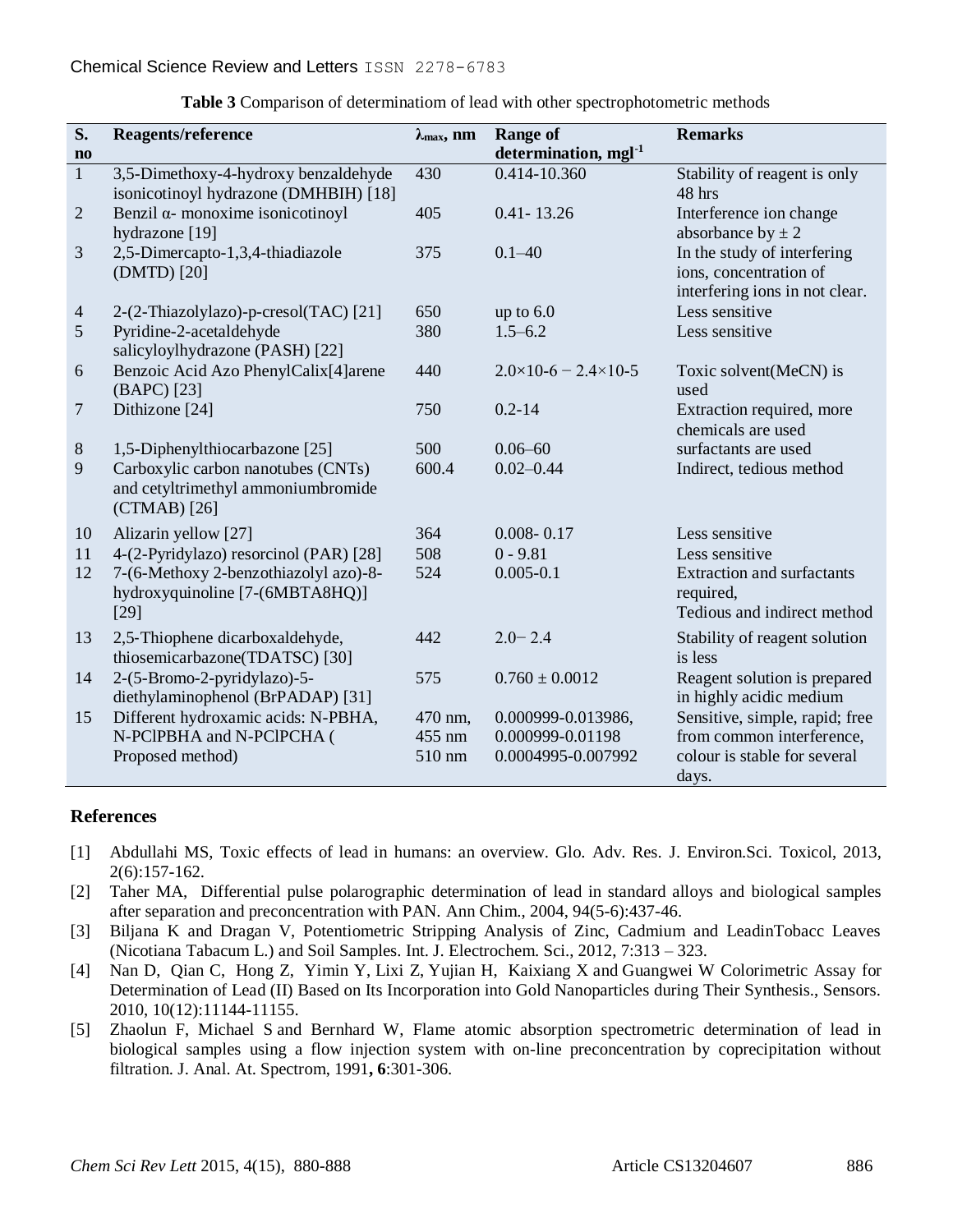**Table 3** Comparison of determinatiom of lead with other spectrophotometric methods

| S. no | Reagents/reference | $\lambda_{max}$, nm | Range of determination, $mgl^{-1}$ | Remarks |
|---|---|---|---|---|
| 1 | 3,5-Dimethoxy-4-hydroxy benzaldehyde isonicotinoyl hydrazone (DMHBIH) [18] | 430 | 0.414-10.360 | Stability of reagent is only 48 hrs |
| 2 | Benzil α- monoxime isonicotinoyl hydrazone [19] | 405 | 0.41- 13.26 | Interference ion change absorbance by ± 2 |
| 3 | 2,5-Dimercapto-1,3,4-thiadiazole (DMTD) [20] | 375 | 0.1–40 | In the study of interfering ions, concentration of interfering ions in not clear. |
| 4 | 2-(2-Thiazolylazo)-p-cresol(TAC) [21] | 650 | up to 6.0 | Less sensitive |
| 5 | Pyridine-2-acetaldehyde salicyloylhydrazone (PASH) [22] | 380 | 1.5–6.2 | Less sensitive |
| 6 | Benzoic Acid Azo PhenylCalix[4]arene (BAPC) [23] | 440 | $2.0\times10^{-6} - 2.4\times10^{-5}$ | Toxic solvent(MeCN) is used |
| 7 | Dithizone [24] | 750 | 0.2-14 | Extraction required, more chemicals are used |
| 8 | 1,5-Diphenylthiocarbazone [25] | 500 | 0.06–60 | surfactants are used |
| 9 | Carboxylic carbon nanotubes (CNTs) and cetyltrimethyl ammoniumbromide (CTMAB) [26] | 600.4 | 0.02–0.44 | Indirect, tedious method |
| 10 | Alizarin yellow [27] | 364 | 0.008- 0.17 | Less sensitive |
| 11 | 4-(2-Pyridylazo) resorcinol (PAR) [28] | 508 | 0 - 9.81 | Less sensitive |
| 12 | 7-(6-Methoxy 2-benzothiazolyl azo)-8-hydroxyquinoline [7-(6MBTA8HQ)] [29] | 524 | 0.005-0.1 | Extraction and surfactants required, Tedious and indirect method |
| 13 | 2,5-Thiophene dicarboxaldehyde, thiosemicarbazone(TDATSC) [30] | 442 | 2.0− 2.4 | Stability of reagent solution is less |
| 14 | 2-(5-Bromo-2-pyridylazo)-5-diethylaminophenol (BrPADAP) [31] | 575 | 0.760 ± 0.0012 | Reagent solution is prepared in highly acidic medium |
| 15 | Different hydroxamic acids: N-PBHA, N-PClPBHA and N-PClPCHA ( Proposed method) | 470 nm, 455 nm 510 nm | 0.000999-0.013986, 0.000999-0.01198 0.0004995-0.007992 | Sensitive, simple, rapid; free from common interference, colour is stable for several days. |

## References

[1] Abdullahi MS, Toxic effects of lead in humans: an overview. Glo. Adv. Res. J. Environ.Sci. Toxicol, 2013, 2(6):157-162.

[2] Taher MA, Differential pulse polarographic determination of lead in standard alloys and biological samples after separation and preconcentration with PAN. Ann Chim., 2004, 94(5-6):437-46.

[3] Biljana K and Dragan V, Potentiometric Stripping Analysis of Zinc, Cadmium and LeadinTobacc Leaves (Nicotiana Tabacum L.) and Soil Samples. Int. J. Electrochem. Sci., 2012, 7:313 – 323.

[4] Nan D, Qian C, Hong Z, Yimin Y, Lixi Z, Yujian H, Kaixiang X and Guangwei W Colorimetric Assay for Determination of Lead (II) Based on Its Incorporation into Gold Nanoparticles during Their Synthesis., Sensors. 2010, 10(12):11144-11155.

[5] Zhaolun F, Michael S and Bernhard W, Flame atomic absorption spectrometric determination of lead in biological samples using a flow injection system with on-line preconcentration by coprecipitation without filtration. J. Anal. At. Spectrom, 1991**, 6**:301-306.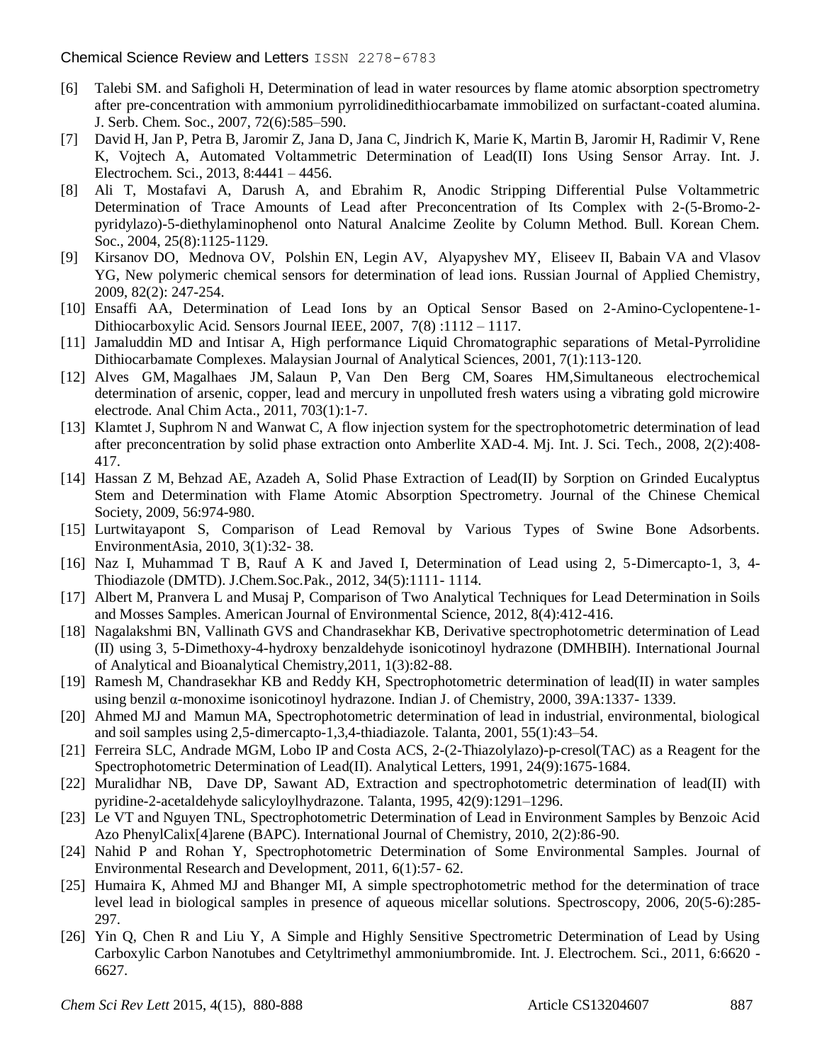[6] Talebi SM. and Safigholi H, Determination of lead in water resources by flame atomic absorption spectrometry after pre-concentration with ammonium pyrrolidinedithiocarbamate immobilized on surfactant-coated alumina. J. Serb. Chem. Soc., 2007, 72(6):585–590.

[7] David H, Jan P, Petra B, Jaromir Z, Jana D, Jana C, Jindrich K, Marie K, Martin B, Jaromir H, Radimir V, Rene K, Vojtech A, Automated Voltammetric Determination of Lead(II) Ions Using Sensor Array. Int. J. Electrochem. Sci., 2013, 8:4441 – 4456.

[8] Ali T, Mostafavi A, Darush A, and Ebrahim R, Anodic Stripping Differential Pulse Voltammetric Determination of Trace Amounts of Lead after Preconcentration of Its Complex with 2-(5-Bromo-2-pyridylazo)-5-diethylaminophenol onto Natural Analcime Zeolite by Column Method. Bull. Korean Chem. Soc., 2004, 25(8):1125-1129.

[9] Kirsanov DO, Mednova OV, Polshin EN, Legin AV, Alyapyshev MY, Eliseev II, Babain VA and Vlasov YG, New polymeric chemical sensors for determination of lead ions. Russian Journal of Applied Chemistry, 2009, 82(2): 247-254.

[10] Ensaffi AA, Determination of Lead Ions by an Optical Sensor Based on 2-Amino-Cyclopentene-1-Dithiocarboxylic Acid. Sensors Journal IEEE, 2007, 7(8) :1112 – 1117.

[11] Jamaluddin MD and Intisar A, High performance Liquid Chromatographic separations of Metal-Pyrrolidine Dithiocarbamate Complexes. Malaysian Journal of Analytical Sciences, 2001, 7(1):113-120.

[12] Alves GM, Magalhaes JM, Salaun P, Van Den Berg CM, Soares HM,Simultaneous electrochemical determination of arsenic, copper, lead and mercury in unpolluted fresh waters using a vibrating gold microwire electrode. Anal Chim Acta., 2011, 703(1):1-7.

[13] Klamtet J, Suphrom N and Wanwat C, A flow injection system for the spectrophotometric determination of lead after preconcentration by solid phase extraction onto Amberlite XAD-4. Mj. Int. J. Sci. Tech., 2008, 2(2):408-417.

[14] Hassan Z M, Behzad AE, Azadeh A, Solid Phase Extraction of Lead(II) by Sorption on Grinded Eucalyptus Stem and Determination with Flame Atomic Absorption Spectrometry. Journal of the Chinese Chemical Society, 2009, 56:974-980.

[15] Lurtwitayapont S, Comparison of Lead Removal by Various Types of Swine Bone Adsorbents. EnvironmentAsia, 2010, 3(1):32- 38.

[16] Naz I, Muhammad T B, Rauf A K and Javed I, Determination of Lead using 2, 5-Dimercapto-1, 3, 4-Thiodiazole (DMTD). J.Chem.Soc.Pak., 2012, 34(5):1111- 1114.

[17] Albert M, Pranvera L and Musaj P, Comparison of Two Analytical Techniques for Lead Determination in Soils and Mosses Samples. American Journal of Environmental Science, 2012, 8(4):412-416.

[18] Nagalakshmi BN, Vallinath GVS and Chandrasekhar KB, Derivative spectrophotometric determination of Lead (II) using 3, 5-Dimethoxy-4-hydroxy benzaldehyde isonicotinoyl hydrazone (DMHBIH). International Journal of Analytical and Bioanalytical Chemistry,2011, 1(3):82-88.

[19] Ramesh M, Chandrasekhar KB and Reddy KH, Spectrophotometric determination of lead(II) in water samples using benzil α-monoxime isonicotinoyl hydrazone. Indian J. of Chemistry, 2000, 39A:1337- 1339.

[20] Ahmed MJ and Mamun MA, Spectrophotometric determination of lead in industrial, environmental, biological and soil samples using 2,5-dimercapto-1,3,4-thiadiazole. Talanta, 2001, 55(1):43–54.

[21] Ferreira SLC, Andrade MGM, Lobo IP and Costa ACS, 2-(2-Thiazolylazo)-p-cresol(TAC) as a Reagent for the Spectrophotometric Determination of Lead(II). Analytical Letters, 1991, 24(9):1675-1684.

[22] Muralidhar NB, Dave DP, Sawant AD, Extraction and spectrophotometric determination of lead(II) with pyridine-2-acetaldehyde salicyloylhydrazone. Talanta, 1995, 42(9):1291–1296.

[23] Le VT and Nguyen TNL, Spectrophotometric Determination of Lead in Environment Samples by Benzoic Acid Azo PhenylCalix[4]arene (BAPC). International Journal of Chemistry, 2010, 2(2):86-90.

[24] Nahid P and Rohan Y, Spectrophotometric Determination of Some Environmental Samples. Journal of Environmental Research and Development, 2011, 6(1):57- 62.

[25] Humaira K, Ahmed MJ and Bhanger MI, A simple spectrophotometric method for the determination of trace level lead in biological samples in presence of aqueous micellar solutions. Spectroscopy, 2006, 20(5-6):285-297.

[26] Yin Q, Chen R and Liu Y, A Simple and Highly Sensitive Spectrometric Determination of Lead by Using Carboxylic Carbon Nanotubes and Cetyltrimethyl ammoniumbromide. Int. J. Electrochem. Sci., 2011, 6:6620 - 6627.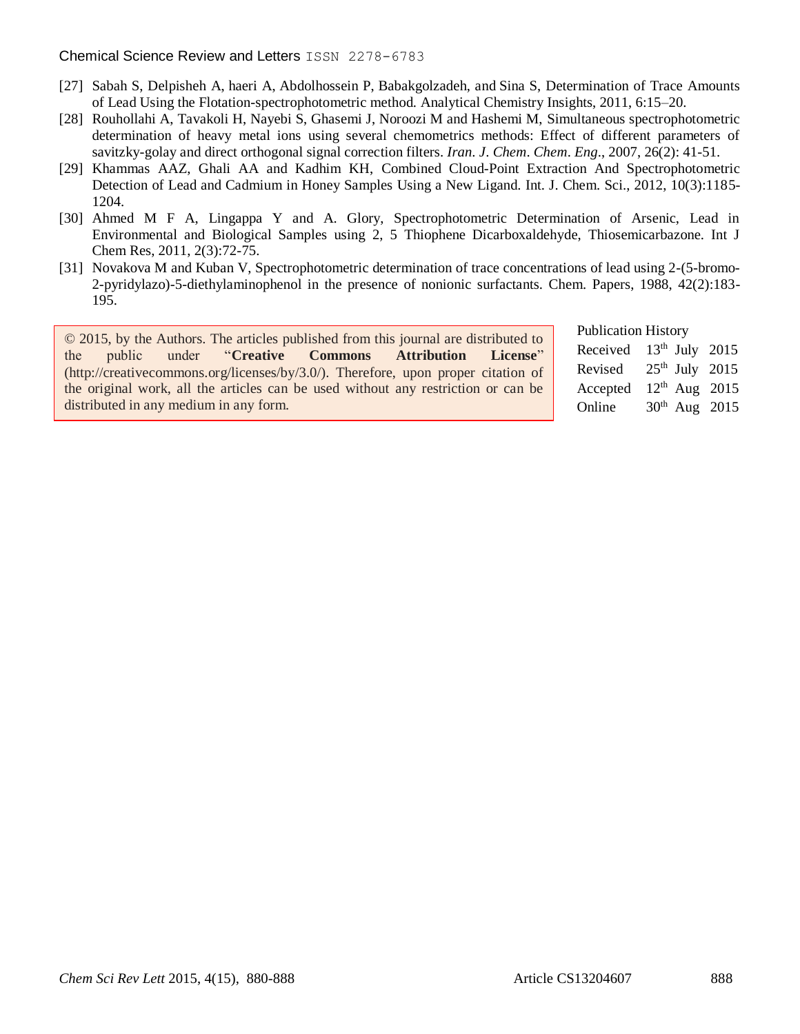[27] Sabah S, Delpisheh A, haeri A, Abdolhossein P, Babakgolzadeh, and Sina S, Determination of Trace Amounts of Lead Using the Flotation-spectrophotometric method. Analytical Chemistry Insights, 2011, 6:15–20.

[28] Rouhollahi A, Tavakoli H, Nayebi S, Ghasemi J, Noroozi M and Hashemi M, Simultaneous spectrophotometric determination of heavy metal ions using several chemometrics methods: Effect of different parameters of savitzky-golay and direct orthogonal signal correction filters. *Iran. J. Chem. Chem. Eng.*, 2007, 26(2): 41-51.

[29] Khammas AAZ, Ghali AA and Kadhim KH, Combined Cloud-Point Extraction And Spectrophotometric Detection of Lead and Cadmium in Honey Samples Using a New Ligand. Int. J. Chem. Sci., 2012, 10(3):1185-1204.

[30] Ahmed M F A, Lingappa Y and A. Glory, Spectrophotometric Determination of Arsenic, Lead in Environmental and Biological Samples using 2, 5 Thiophene Dicarboxaldehyde, Thiosemicarbazone. Int J Chem Res, 2011, 2(3):72-75.

[31] Novakova M and Kuban V, Spectrophotometric determination of trace concentrations of lead using 2-(5-bromo-2-pyridylazo)-5-diethylaminophenol in the presence of nonionic surfactants. Chem. Papers, 1988, 42(2):183-195.

© 2015, by the Authors. The articles published from this journal are distributed to the public under "**Creative Commons Attribution License**" (http://creativecommons.org/licenses/by/3.0/). Therefore, upon proper citation of the original work, all the articles can be used without any restriction or can be distributed in any medium in any form.

Publication History

| | |
|---|---|
| Received | 13th July 2015 |
| Revised | 25th July 2015 |
| Accepted | 12th Aug 2015 |
| Online | 30th Aug 2015 |